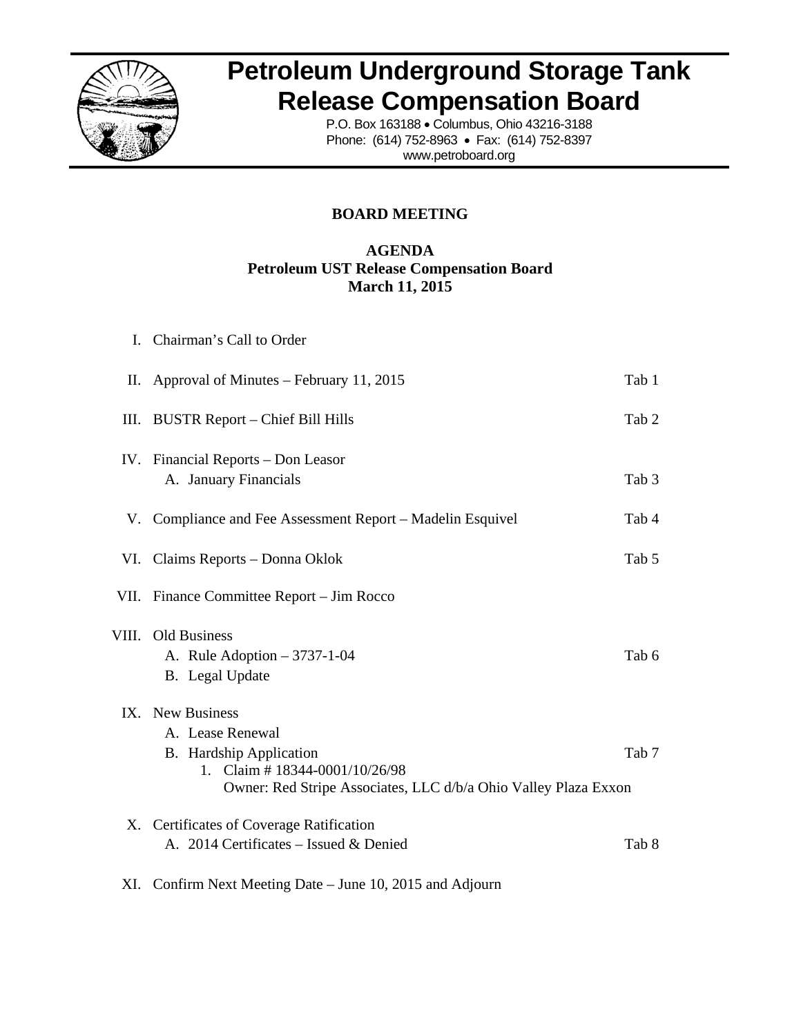# Petroleum Underground Storage Tank Release Compensation Board

P.O. Box 163188 • Columbus, Ohio 43216-3188
Phone: (614) 752-8963 • Fax: (614) 752-8397
www.petroboard.org

## BOARD MEETING

### AGENDA
### Petroleum UST Release Compensation Board
### March 11, 2015

| | | |
|---|---|---|
| I. | Chairman's Call to Order | |
| II. | Approval of Minutes – February 11, 2015 | Tab 1 |
| III. | BUSTR Report – Chief Bill Hills | Tab 2 |
| IV. | Financial Reports – Don Leasor | |
| | A. January Financials | Tab 3 |
| V. | Compliance and Fee Assessment Report – Madelin Esquivel | Tab 4 |
| VI. | Claims Reports – Donna Oklok | Tab 5 |
| VII. | Finance Committee Report – Jim Rocco | |
| VIII. | Old Business | |
| | A. Rule Adoption – 3737-1-04 | Tab 6 |
| | B. Legal Update | |
| IX. | New Business | |
| | A. Lease Renewal | |
| | B. Hardship Application | Tab 7 |
| | 1. Claim # 18344-0001/10/26/98<br>Owner: Red Stripe Associates, LLC d/b/a Ohio Valley Plaza Exxon | |
| X. | Certificates of Coverage Ratification | |
| | A. 2014 Certificates – Issued & Denied | Tab 8 |
| XI. | Confirm Next Meeting Date – June 10, 2015 and Adjourn | |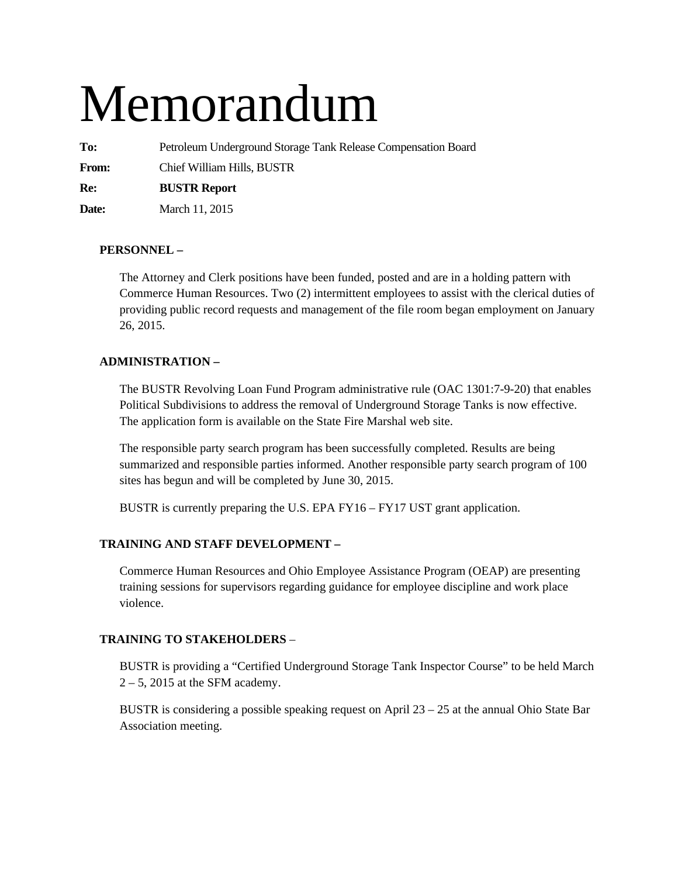# Memorandum

**To:** Petroleum Underground Storage Tank Release Compensation Board

**From:** Chief William Hills, BUSTR

**Re:** **BUSTR Report**

**Date:** March 11, 2015

**PERSONNEL –**

The Attorney and Clerk positions have been funded, posted and are in a holding pattern with Commerce Human Resources. Two (2) intermittent employees to assist with the clerical duties of providing public record requests and management of the file room began employment on January 26, 2015.

**ADMINISTRATION –**

The BUSTR Revolving Loan Fund Program administrative rule (OAC 1301:7-9-20) that enables Political Subdivisions to address the removal of Underground Storage Tanks is now effective. The application form is available on the State Fire Marshal web site.

The responsible party search program has been successfully completed. Results are being summarized and responsible parties informed. Another responsible party search program of 100 sites has begun and will be completed by June 30, 2015.

BUSTR is currently preparing the U.S. EPA FY16 – FY17 UST grant application.

**TRAINING AND STAFF DEVELOPMENT –**

Commerce Human Resources and Ohio Employee Assistance Program (OEAP) are presenting training sessions for supervisors regarding guidance for employee discipline and work place violence.

**TRAINING TO STAKEHOLDERS** –

BUSTR is providing a "Certified Underground Storage Tank Inspector Course" to be held March 2 – 5, 2015 at the SFM academy.

BUSTR is considering a possible speaking request on April 23 – 25 at the annual Ohio State Bar Association meeting.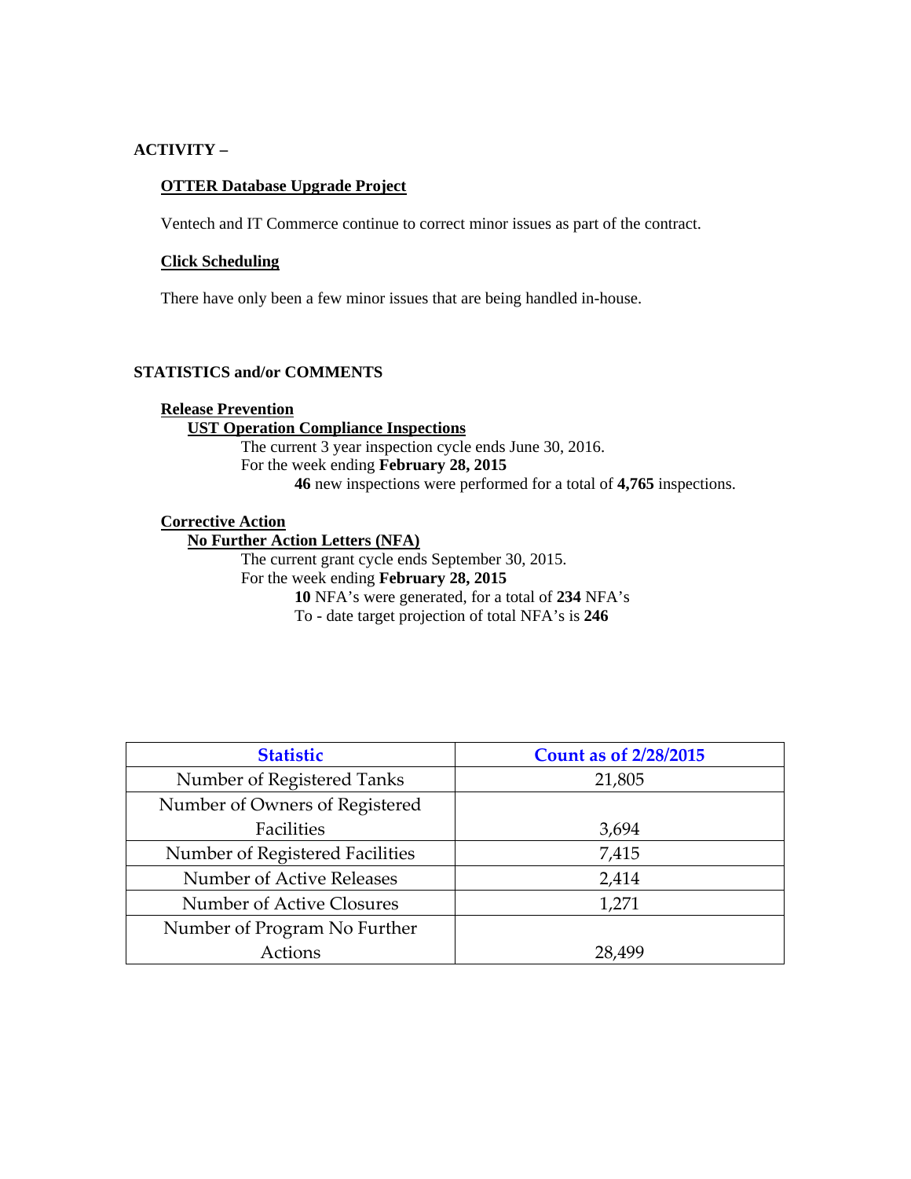**ACTIVITY –**

**OTTER Database Upgrade Project**

Ventech and IT Commerce continue to correct minor issues as part of the contract.

**Click Scheduling**

There have only been a few minor issues that are being handled in-house.

**STATISTICS and/or COMMENTS**

**Release Prevention**

**UST Operation Compliance Inspections**

The current 3 year inspection cycle ends June 30, 2016.
For the week ending **February 28, 2015**

**46** new inspections were performed for a total of **4,765** inspections.

**Corrective Action**

**No Further Action Letters (NFA)**

The current grant cycle ends September 30, 2015.
For the week ending **February 28, 2015**

**10** NFA's were generated, for a total of **234** NFA's
To - date target projection of total NFA's is **246**

| Statistic | Count as of 2/28/2015 |
| --- | --- |
| Number of Registered Tanks | 21,805 |
| Number of Owners of Registered Facilities | 3,694 |
| Number of Registered Facilities | 7,415 |
| Number of Active Releases | 2,414 |
| Number of Active Closures | 1,271 |
| Number of Program No Further Actions | 28,499 |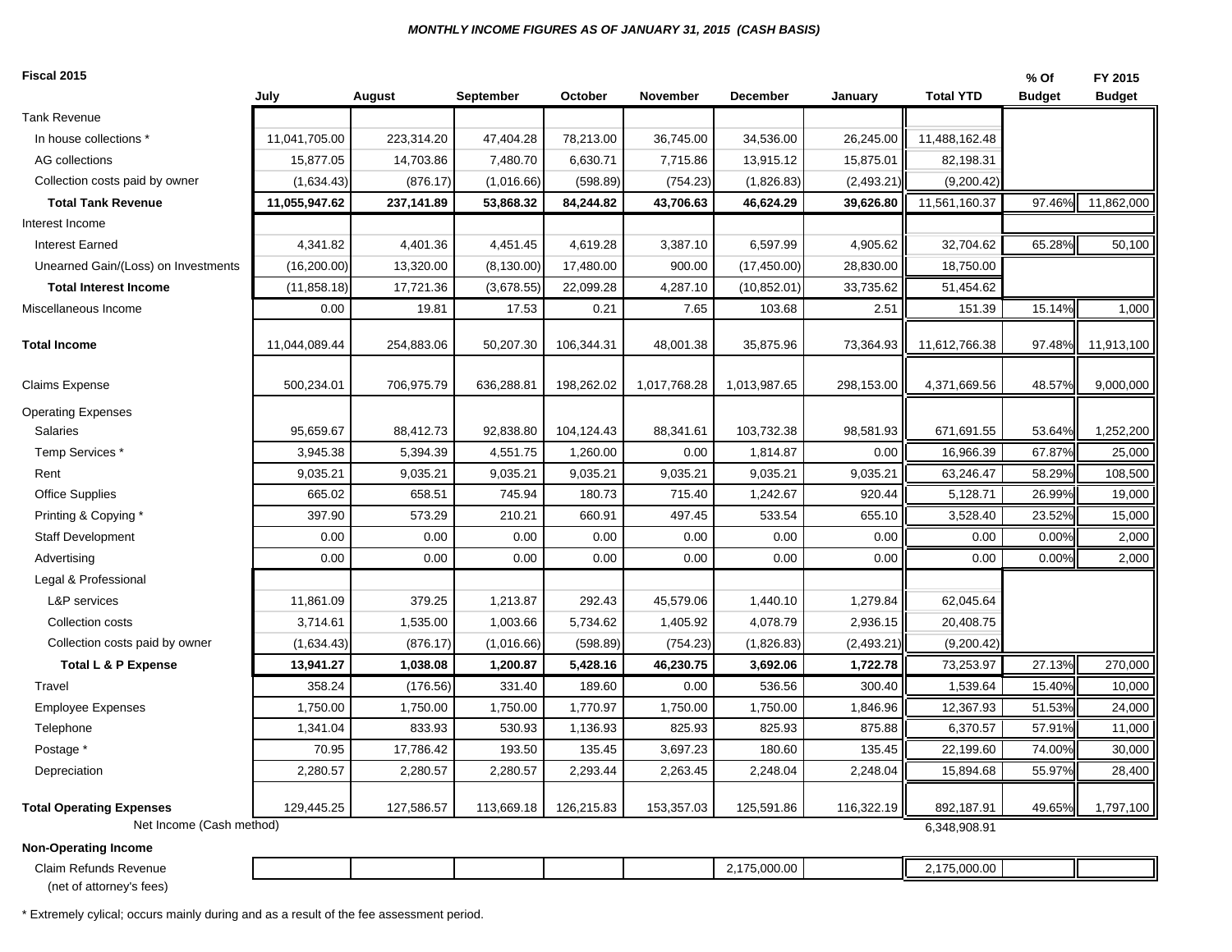***MONTHLY INCOME FIGURES AS OF JANUARY 31, 2015 (CASH BASIS)***

| Fiscal 2015 | July | August | September | October | November | December | January | Total YTD | % Of Budget | FY 2015 Budget |
|---|---|---|---|---|---|---|---|---|---|---|
| Tank Revenue | | | | | | | | | | |
| In house collections * | 11,041,705.00 | 223,314.20 | 47,404.28 | 78,213.00 | 36,745.00 | 34,536.00 | 26,245.00 | 11,488,162.48 | | |
| AG collections | 15,877.05 | 14,703.86 | 7,480.70 | 6,630.71 | 7,715.86 | 13,915.12 | 15,875.01 | 82,198.31 | | |
| Collection costs paid by owner | (1,634.43) | (876.17) | (1,016.66) | (598.89) | (754.23) | (1,826.83) | (2,493.21) | (9,200.42) | | |
| **Total Tank Revenue** | **11,055,947.62** | **237,141.89** | **53,868.32** | **84,244.82** | **43,706.63** | **46,624.29** | **39,626.80** | 11,561,160.37 | 97.46% | 11,862,000 |
| Interest Income | | | | | | | | | | |
| Interest Earned | 4,341.82 | 4,401.36 | 4,451.45 | 4,619.28 | 3,387.10 | 6,597.99 | 4,905.62 | 32,704.62 | 65.28% | 50,100 |
| Unearned Gain/(Loss) on Investments | (16,200.00) | 13,320.00 | (8,130.00) | 17,480.00 | 900.00 | (17,450.00) | 28,830.00 | 18,750.00 | | |
| **Total Interest Income** | (11,858.18) | 17,721.36 | (3,678.55) | 22,099.28 | 4,287.10 | (10,852.01) | 33,735.62 | 51,454.62 | | |
| Miscellaneous Income | 0.00 | 19.81 | 17.53 | 0.21 | 7.65 | 103.68 | 2.51 | 151.39 | 15.14% | 1,000 |
| **Total Income** | 11,044,089.44 | 254,883.06 | 50,207.30 | 106,344.31 | 48,001.38 | 35,875.96 | 73,364.93 | 11,612,766.38 | 97.48% | 11,913,100 |
| Claims Expense | 500,234.01 | 706,975.79 | 636,288.81 | 198,262.02 | 1,017,768.28 | 1,013,987.65 | 298,153.00 | 4,371,669.56 | 48.57% | 9,000,000 |
| Operating Expenses | | | | | | | | | | |
| Salaries | 95,659.67 | 88,412.73 | 92,838.80 | 104,124.43 | 88,341.61 | 103,732.38 | 98,581.93 | 671,691.55 | 53.64% | 1,252,200 |
| Temp Services * | 3,945.38 | 5,394.39 | 4,551.75 | 1,260.00 | 0.00 | 1,814.87 | 0.00 | 16,966.39 | 67.87% | 25,000 |
| Rent | 9,035.21 | 9,035.21 | 9,035.21 | 9,035.21 | 9,035.21 | 9,035.21 | 9,035.21 | 63,246.47 | 58.29% | 108,500 |
| Office Supplies | 665.02 | 658.51 | 745.94 | 180.73 | 715.40 | 1,242.67 | 920.44 | 5,128.71 | 26.99% | 19,000 |
| Printing & Copying * | 397.90 | 573.29 | 210.21 | 660.91 | 497.45 | 533.54 | 655.10 | 3,528.40 | 23.52% | 15,000 |
| Staff Development | 0.00 | 0.00 | 0.00 | 0.00 | 0.00 | 0.00 | 0.00 | 0.00 | 0.00% | 2,000 |
| Advertising | 0.00 | 0.00 | 0.00 | 0.00 | 0.00 | 0.00 | 0.00 | 0.00 | 0.00% | 2,000 |
| Legal & Professional | | | | | | | | | | |
| L&P services | 11,861.09 | 379.25 | 1,213.87 | 292.43 | 45,579.06 | 1,440.10 | 1,279.84 | 62,045.64 | | |
| Collection costs | 3,714.61 | 1,535.00 | 1,003.66 | 5,734.62 | 1,405.92 | 4,078.79 | 2,936.15 | 20,408.75 | | |
| Collection costs paid by owner | (1,634.43) | (876.17) | (1,016.66) | (598.89) | (754.23) | (1,826.83) | (2,493.21) | (9,200.42) | | |
| **Total L & P Expense** | **13,941.27** | **1,038.08** | **1,200.87** | **5,428.16** | **46,230.75** | **3,692.06** | **1,722.78** | 73,253.97 | 27.13% | 270,000 |
| Travel | 358.24 | (176.56) | 331.40 | 189.60 | 0.00 | 536.56 | 300.40 | 1,539.64 | 15.40% | 10,000 |
| Employee Expenses | 1,750.00 | 1,750.00 | 1,750.00 | 1,770.97 | 1,750.00 | 1,750.00 | 1,846.96 | 12,367.93 | 51.53% | 24,000 |
| Telephone | 1,341.04 | 833.93 | 530.93 | 1,136.93 | 825.93 | 825.93 | 875.88 | 6,370.57 | 57.91% | 11,000 |
| Postage * | 70.95 | 17,786.42 | 193.50 | 135.45 | 3,697.23 | 180.60 | 135.45 | 22,199.60 | 74.00% | 30,000 |
| Depreciation | 2,280.57 | 2,280.57 | 2,280.57 | 2,293.44 | 2,263.45 | 2,248.04 | 2,248.04 | 15,894.68 | 55.97% | 28,400 |
| **Total Operating Expenses** | 129,445.25 | 127,586.57 | 113,669.18 | 126,215.83 | 153,357.03 | 125,591.86 | 116,322.19 | 892,187.91 | 49.65% | 1,797,100 |
| Net Income (Cash method) | | | | | | | | 6,348,908.91 | | |
| **Non-Operating Income** | | | | | | | | | | |
| Claim Refunds Revenue (net of attorney's fees) | | | | | | 2,175,000.00 | | 2,175,000.00 | | |

\* Extremely cylical; occurs mainly during and as a result of the fee assessment period.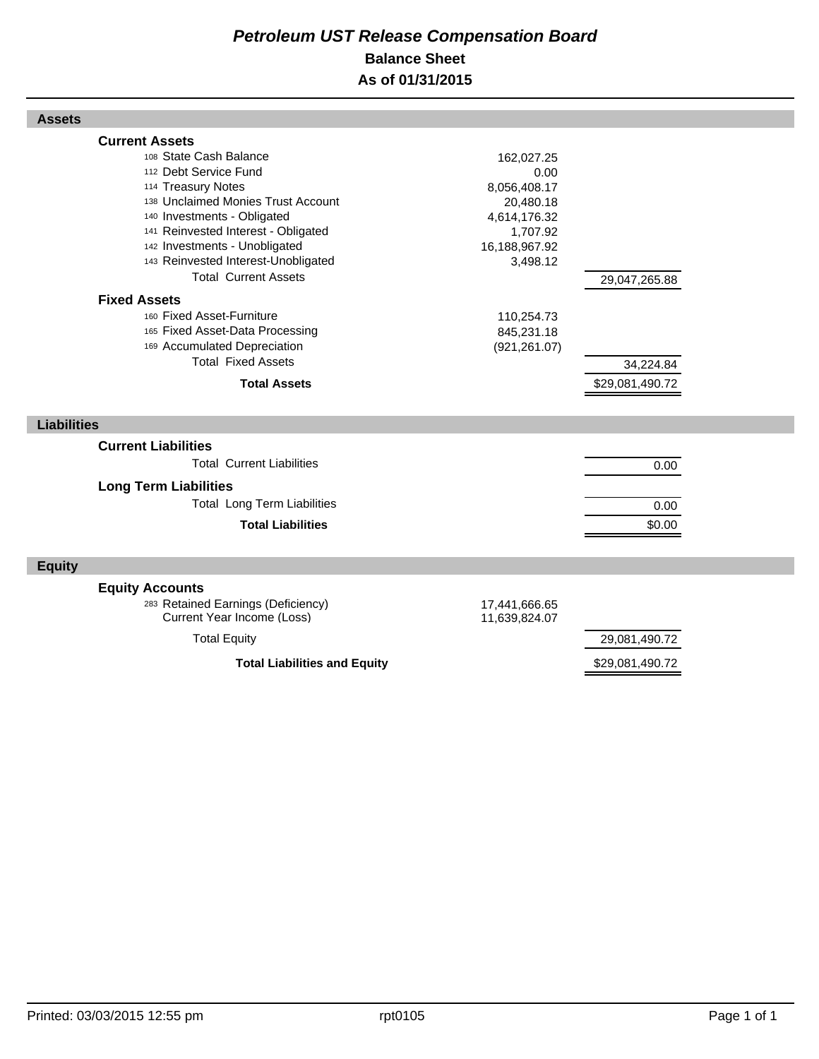# *Petroleum UST Release Compensation Board*

## Balance Sheet

## As of 01/31/2015

### Assets

| | | |
|---|---|---|
| **Current Assets** | | |
| 108 State Cash Balance | 162,027.25 | |
| 112 Debt Service Fund | 0.00 | |
| 114 Treasury Notes | 8,056,408.17 | |
| 138 Unclaimed Monies Trust Account | 20,480.18 | |
| 140 Investments - Obligated | 4,614,176.32 | |
| 141 Reinvested Interest - Obligated | 1,707.92 | |
| 142 Investments - Unobligated | 16,188,967.92 | |
| 143 Reinvested Interest-Unobligated | 3,498.12 | |
| Total Current Assets | | 29,047,265.88 |
| **Fixed Assets** | | |
| 160 Fixed Asset-Furniture | 110,254.73 | |
| 165 Fixed Asset-Data Processing | 845,231.18 | |
| 169 Accumulated Depreciation | (921,261.07) | |
| Total Fixed Assets | | 34,224.84 |
| **Total Assets** | | $29,081,490.72 |

### Liabilities

| | | |
|---|---|---|
| **Current Liabilities** | | |
| Total Current Liabilities | | 0.00 |
| **Long Term Liabilities** | | |
| Total Long Term Liabilities | | 0.00 |
| **Total Liabilities** | | $0.00 |

### Equity

| | | |
|---|---|---|
| **Equity Accounts** | | |
| 283 Retained Earnings (Deficiency) | 17,441,666.65 | |
| Current Year Income (Loss) | 11,639,824.07 | |
| Total Equity | | 29,081,490.72 |
| **Total Liabilities and Equity** | | $29,081,490.72 |

Printed: 03/03/2015 12:55 pm rpt0105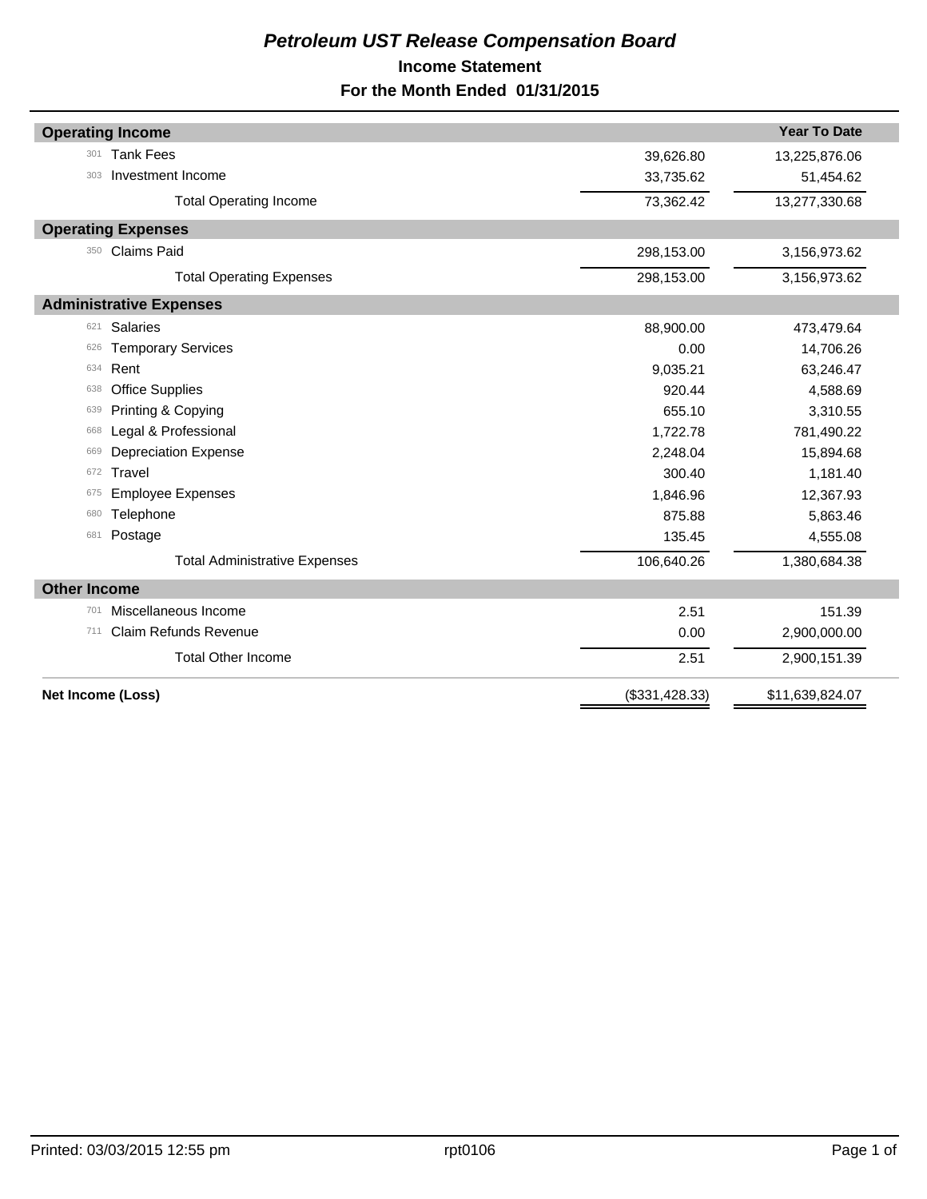# *Petroleum UST Release Compensation Board*

## Income Statement

## For the Month Ended 01/31/2015

| | | | Year To Date |
|---|---|---|---|
| **Operating Income** | | | |
| 301 | Tank Fees | 39,626.80 | 13,225,876.06 |
| 303 | Investment Income | 33,735.62 | 51,454.62 |
| | Total Operating Income | 73,362.42 | 13,277,330.68 |
| **Operating Expenses** | | | |
| 350 | Claims Paid | 298,153.00 | 3,156,973.62 |
| | Total Operating Expenses | 298,153.00 | 3,156,973.62 |
| **Administrative Expenses** | | | |
| 621 | Salaries | 88,900.00 | 473,479.64 |
| 626 | Temporary Services | 0.00 | 14,706.26 |
| 634 | Rent | 9,035.21 | 63,246.47 |
| 638 | Office Supplies | 920.44 | 4,588.69 |
| 639 | Printing & Copying | 655.10 | 3,310.55 |
| 668 | Legal & Professional | 1,722.78 | 781,490.22 |
| 669 | Depreciation Expense | 2,248.04 | 15,894.68 |
| 672 | Travel | 300.40 | 1,181.40 |
| 675 | Employee Expenses | 1,846.96 | 12,367.93 |
| 680 | Telephone | 875.88 | 5,863.46 |
| 681 | Postage | 135.45 | 4,555.08 |
| | Total Administrative Expenses | 106,640.26 | 1,380,684.38 |
| **Other Income** | | | |
| 701 | Miscellaneous Income | 2.51 | 151.39 |
| 711 | Claim Refunds Revenue | 0.00 | 2,900,000.00 |
| | Total Other Income | 2.51 | 2,900,151.39 |
| **Net Income (Loss)** | | ($331,428.33) | $11,639,824.07 |

Printed: 03/03/2015 12:55 pm rpt0106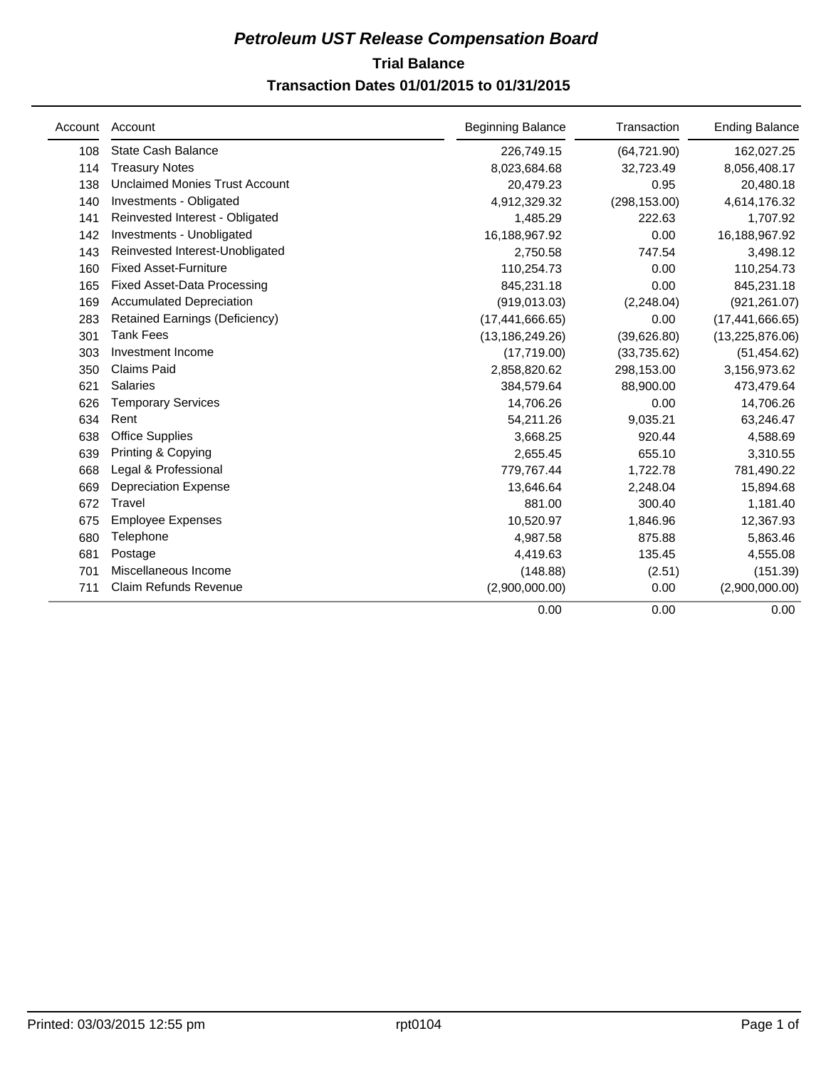# *Petroleum UST Release Compensation Board*

## Trial Balance

### Transaction Dates 01/01/2015 to 01/31/2015

| Account | Account | Beginning Balance | Transaction | Ending Balance |
|---|---|---|---|---|
| 108 | State Cash Balance | 226,749.15 | (64,721.90) | 162,027.25 |
| 114 | Treasury Notes | 8,023,684.68 | 32,723.49 | 8,056,408.17 |
| 138 | Unclaimed Monies Trust Account | 20,479.23 | 0.95 | 20,480.18 |
| 140 | Investments - Obligated | 4,912,329.32 | (298,153.00) | 4,614,176.32 |
| 141 | Reinvested Interest - Obligated | 1,485.29 | 222.63 | 1,707.92 |
| 142 | Investments - Unobligated | 16,188,967.92 | 0.00 | 16,188,967.92 |
| 143 | Reinvested Interest-Unobligated | 2,750.58 | 747.54 | 3,498.12 |
| 160 | Fixed Asset-Furniture | 110,254.73 | 0.00 | 110,254.73 |
| 165 | Fixed Asset-Data Processing | 845,231.18 | 0.00 | 845,231.18 |
| 169 | Accumulated Depreciation | (919,013.03) | (2,248.04) | (921,261.07) |
| 283 | Retained Earnings (Deficiency) | (17,441,666.65) | 0.00 | (17,441,666.65) |
| 301 | Tank Fees | (13,186,249.26) | (39,626.80) | (13,225,876.06) |
| 303 | Investment Income | (17,719.00) | (33,735.62) | (51,454.62) |
| 350 | Claims Paid | 2,858,820.62 | 298,153.00 | 3,156,973.62 |
| 621 | Salaries | 384,579.64 | 88,900.00 | 473,479.64 |
| 626 | Temporary Services | 14,706.26 | 0.00 | 14,706.26 |
| 634 | Rent | 54,211.26 | 9,035.21 | 63,246.47 |
| 638 | Office Supplies | 3,668.25 | 920.44 | 4,588.69 |
| 639 | Printing & Copying | 2,655.45 | 655.10 | 3,310.55 |
| 668 | Legal & Professional | 779,767.44 | 1,722.78 | 781,490.22 |
| 669 | Depreciation Expense | 13,646.64 | 2,248.04 | 15,894.68 |
| 672 | Travel | 881.00 | 300.40 | 1,181.40 |
| 675 | Employee Expenses | 10,520.97 | 1,846.96 | 12,367.93 |
| 680 | Telephone | 4,987.58 | 875.88 | 5,863.46 |
| 681 | Postage | 4,419.63 | 135.45 | 4,555.08 |
| 701 | Miscellaneous Income | (148.88) | (2.51) | (151.39) |
| 711 | Claim Refunds Revenue | (2,900,000.00) | 0.00 | (2,900,000.00) |
| | | 0.00 | 0.00 | 0.00 |

Printed: 03/03/2015 12:55 pm rpt0104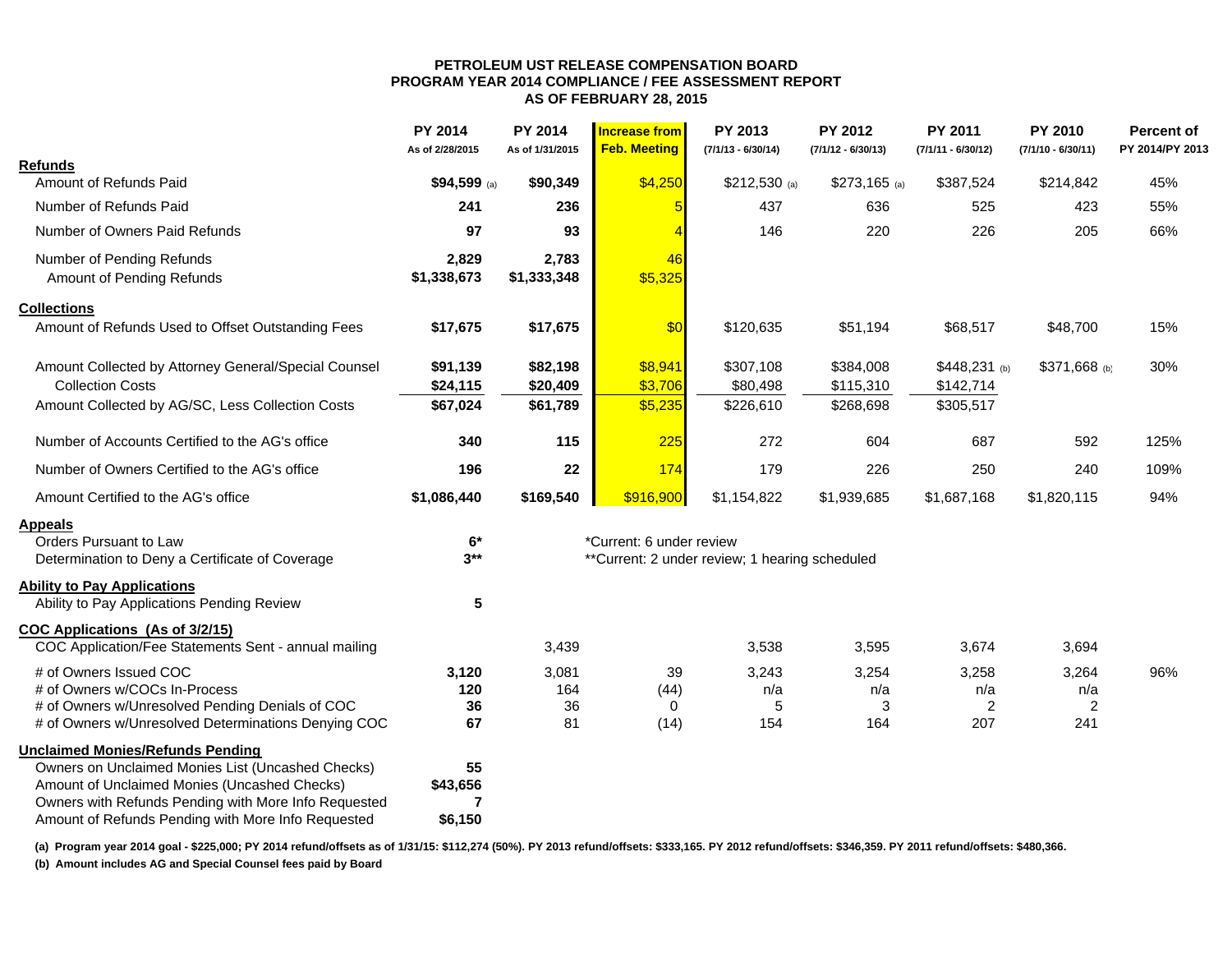# PETROLEUM UST RELEASE COMPENSATION BOARD
## PROGRAM YEAR 2014 COMPLIANCE / FEE ASSESSMENT REPORT
### AS OF FEBRUARY 28, 2015

| | PY 2014 As of 2/28/2015 | PY 2014 As of 1/31/2015 | Increase from Feb. Meeting | PY 2013 (7/1/13 - 6/30/14) | PY 2012 (7/1/12 - 6/30/13) | PY 2011 (7/1/11 - 6/30/12) | PY 2010 (7/1/10 - 6/30/11) | Percent of PY 2014/PY 2013 |
|---|---|---|---|---|---|---|---|---|
| **Refunds** | | | | | | | | |
| Amount of Refunds Paid | **$94,599** (a) | **$90,349** | $4,250 | $212,530 (a) | $273,165 (a) | $387,524 | $214,842 | 45% |
| Number of Refunds Paid | **241** | **236** | 5 | 437 | 636 | 525 | 423 | 55% |
| Number of Owners Paid Refunds | **97** | **93** | 4 | 146 | 220 | 226 | 205 | 66% |
| Number of Pending Refunds | **2,829** | **2,783** | 46 | | | | | |
| Amount of Pending Refunds | **$1,338,673** | **$1,333,348** | $5,325 | | | | | |
| **Collections** | | | | | | | | |
| Amount of Refunds Used to Offset Outstanding Fees | **$17,675** | **$17,675** | $0 | $120,635 | $51,194 | $68,517 | $48,700 | 15% |
| Amount Collected by Attorney General/Special Counsel | **$91,139** | **$82,198** | $8,941 | $307,108 | $384,008 | $448,231 (b) | $371,668 (b) | 30% |
| Collection Costs | **$24,115** | **$20,409** | $3,706 | $80,498 | $115,310 | $142,714 | | |
| Amount Collected by AG/SC, Less Collection Costs | **$67,024** | **$61,789** | $5,235 | $226,610 | $268,698 | $305,517 | | |
| Number of Accounts Certified to the AG's office | **340** | **115** | 225 | 272 | 604 | 687 | 592 | 125% |
| Number of Owners Certified to the AG's office | **196** | **22** | 174 | 179 | 226 | 250 | 240 | 109% |
| Amount Certified to the AG's office | **$1,086,440** | **$169,540** | $916,900 | $1,154,822 | $1,939,685 | $1,687,168 | $1,820,115 | 94% |
| **Appeals** | | | | | | | | |
| Orders Pursuant to Law | **6*** | | *Current: 6 under review | | | | | |
| Determination to Deny a Certificate of Coverage | **3**** | | **Current: 2 under review; 1 hearing scheduled | | | | | |
| **Ability to Pay Applications** | | | | | | | | |
| Ability to Pay Applications Pending Review | **5** | | | | | | | |
| **COC Applications (As of 3/2/15)** | | | | | | | | |
| COC Application/Fee Statements Sent - annual mailing | | 3,439 | | 3,538 | 3,595 | 3,674 | 3,694 | |
| # of Owners Issued COC | **3,120** | 3,081 | 39 | 3,243 | 3,254 | 3,258 | 3,264 | 96% |
| # of Owners w/COCs In-Process | **120** | 164 | (44) | n/a | n/a | n/a | n/a | |
| # of Owners w/Unresolved Pending Denials of COC | **36** | 36 | 0 | 5 | 3 | 2 | 2 | |
| # of Owners w/Unresolved Determinations Denying COC | **67** | 81 | (14) | 154 | 164 | 207 | 241 | |
| **Unclaimed Monies/Refunds Pending** | | | | | | | | |
| Owners on Unclaimed Monies List (Uncashed Checks) | **55** | | | | | | | |
| Amount of Unclaimed Monies (Uncashed Checks) | **$43,656** | | | | | | | |
| Owners with Refunds Pending with More Info Requested | **7** | | | | | | | |
| Amount of Refunds Pending with More Info Requested | **$6,150** | | | | | | | |

**(a) Program year 2014 goal - $225,000; PY 2014 refund/offsets as of 1/31/15: $112,274 (50%). PY 2013 refund/offsets: $333,165. PY 2012 refund/offsets: $346,359. PY 2011 refund/offsets: $480,366.**

**(b) Amount includes AG and Special Counsel fees paid by Board**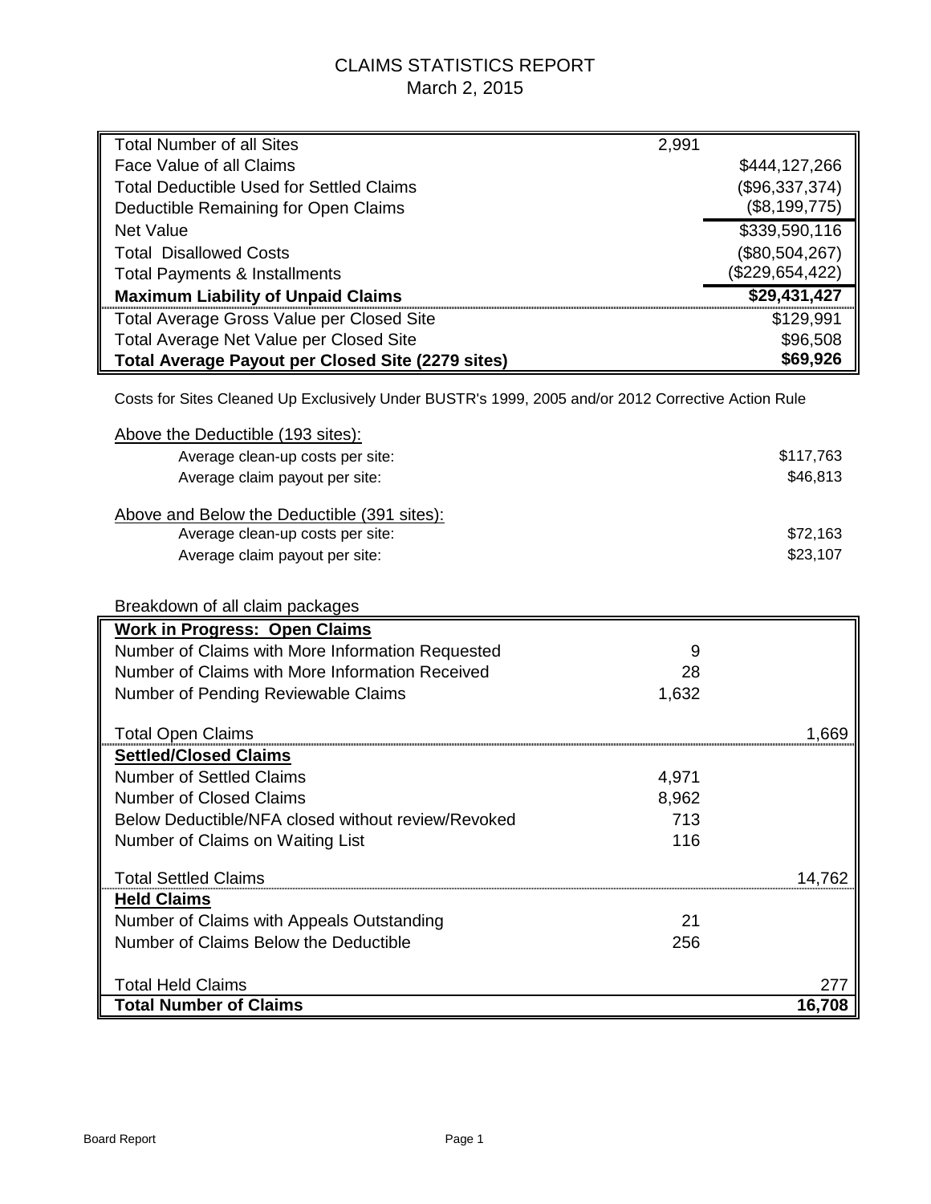# CLAIMS STATISTICS REPORT

March 2, 2015

| | | |
|---|---|---|
| Total Number of all Sites | 2,991 | |
| Face Value of all Claims | | $444,127,266 |
| Total Deductible Used for Settled Claims | | ($96,337,374) |
| Deductible Remaining for Open Claims | | ($8,199,775) |
| Net Value | | $339,590,116 |
| Total Disallowed Costs | | ($80,504,267) |
| Total Payments & Installments | | ($229,654,422) |
| **Maximum Liability of Unpaid Claims** | | **$29,431,427** |
| Total Average Gross Value per Closed Site | | $129,991 |
| Total Average Net Value per Closed Site | | $96,508 |
| **Total Average Payout per Closed Site (2279 sites)** | | **$69,926** |

Costs for Sites Cleaned Up Exclusively Under BUSTR's 1999, 2005 and/or 2012 Corrective Action Rule

Above the Deductible (193 sites):

| | |
|---|---|
| Average clean-up costs per site: | $117,763 |
| Average claim payout per site: | $46,813 |

Above and Below the Deductible (391 sites):

| | |
|---|---|
| Average clean-up costs per site: | $72,163 |
| Average claim payout per site: | $23,107 |

Breakdown of all claim packages

| | | |
|---|---|---|
| **Work in Progress: Open Claims** | | |
| Number of Claims with More Information Requested | 9 | |
| Number of Claims with More Information Received | 28 | |
| Number of Pending Reviewable Claims | 1,632 | |
| Total Open Claims | | 1,669 |
| **Settled/Closed Claims** | | |
| Number of Settled Claims | 4,971 | |
| Number of Closed Claims | 8,962 | |
| Below Deductible/NFA closed without review/Revoked | 713 | |
| Number of Claims on Waiting List | 116 | |
| Total Settled Claims | | 14,762 |
| **Held Claims** | | |
| Number of Claims with Appeals Outstanding | 21 | |
| Number of Claims Below the Deductible | 256 | |
| Total Held Claims | | 277 |
| **Total Number of Claims** | | **16,708** |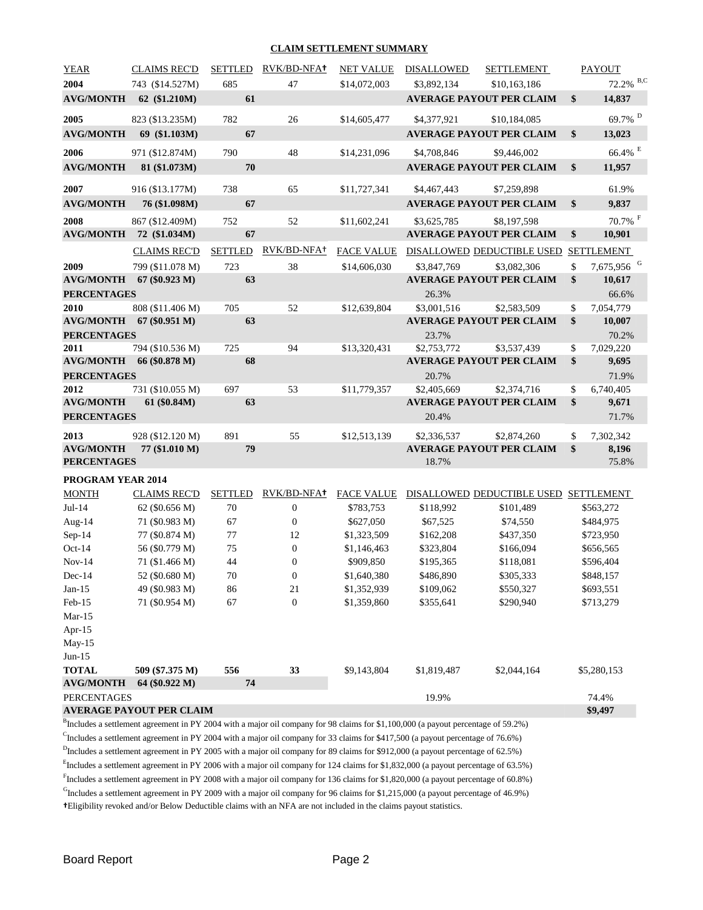## CLAIM SETTLEMENT SUMMARY

| YEAR | CLAIMS REC'D | SETTLED | RVK/BD-NFA† | NET VALUE | DISALLOWED | SETTLEMENT | | PAYOUT |
|---|---|---|---|---|---|---|---|---|
| **2004** | 743 ($14.527M) | 685 | 47 | $14,072,003 | $3,892,134 | $10,163,186 | | 72.2% [B,C] |
| **AVG/MONTH** | **62 ($1.210M)** | **61** | | | **AVERAGE PAYOUT PER CLAIM** | | **$** | **14,837** |
| **2005** | 823 ($13.235M) | 782 | 26 | $14,605,477 | $4,377,921 | $10,184,085 | | 69.7% [D] |
| **AVG/MONTH** | **69 ($1.103M)** | **67** | | | **AVERAGE PAYOUT PER CLAIM** | | **$** | **13,023** |
| **2006** | 971 ($12.874M) | 790 | 48 | $14,231,096 | $4,708,846 | $9,446,002 | | 66.4% [E] |
| **AVG/MONTH** | **81 ($1.073M)** | **70** | | | **AVERAGE PAYOUT PER CLAIM** | | **$** | **11,957** |
| **2007** | 916 ($13.177M) | 738 | 65 | $11,727,341 | $4,467,443 | $7,259,898 | | 61.9% |
| **AVG/MONTH** | **76 ($1.098M)** | **67** | | | **AVERAGE PAYOUT PER CLAIM** | | **$** | **9,837** |
| **2008** | 867 ($12.409M) | 752 | 52 | $11,602,241 | $3,625,785 | $8,197,598 | | 70.7% [F] |
| **AVG/MONTH** | **72 ($1.034M)** | **67** | | | **AVERAGE PAYOUT PER CLAIM** | | **$** | **10,901** |

| | CLAIMS REC'D | SETTLED | RVK/BD-NFA† | FACE VALUE | DISALLOWED | DEDUCTIBLE USED | | SETTLEMENT |
|---|---|---|---|---|---|---|---|---|
| **2009** | 799 ($11.078 M) | 723 | 38 | $14,606,030 | $3,847,769 | $3,082,306 | $ | 7,675,956 [G] |
| **AVG/MONTH** | **67 ($0.923 M)** | **63** | | | **AVERAGE PAYOUT PER CLAIM** | | **$** | **10,617** |
| **PERCENTAGES** | | | | | 26.3% | | | 66.6% |
| **2010** | 808 ($11.406 M) | 705 | 52 | $12,639,804 | $3,001,516 | $2,583,509 | $ | 7,054,779 |
| **AVG/MONTH** | **67 ($0.951 M)** | **63** | | | **AVERAGE PAYOUT PER CLAIM** | | **$** | **10,007** |
| **PERCENTAGES** | | | | | 23.7% | | | 70.2% |
| **2011** | 794 ($10.536 M) | 725 | 94 | $13,320,431 | $2,753,772 | $3,537,439 | $ | 7,029,220 |
| **AVG/MONTH** | **66 ($0.878 M)** | **68** | | | **AVERAGE PAYOUT PER CLAIM** | | **$** | **9,695** |
| **PERCENTAGES** | | | | | 20.7% | | | 71.9% |
| **2012** | 731 ($10.055 M) | 697 | 53 | $11,779,357 | $2,405,669 | $2,374,716 | $ | 6,740,405 |
| **AVG/MONTH** | **61 ($0.84M)** | **63** | | | **AVERAGE PAYOUT PER CLAIM** | | **$** | **9,671** |
| **PERCENTAGES** | | | | | 20.4% | | | 71.7% |
| **2013** | 928 ($12.120 M) | 891 | 55 | $12,513,139 | $2,336,537 | $2,874,260 | $ | 7,302,342 |
| **AVG/MONTH** | **77 ($1.010 M)** | **79** | | | **AVERAGE PAYOUT PER CLAIM** | | **$** | **8,196** |
| **PERCENTAGES** | | | | | 18.7% | | | 75.8% |

**PROGRAM YEAR 2014**

| MONTH | CLAIMS REC'D | SETTLED | RVK/BD-NFA† | FACE VALUE | DISALLOWED | DEDUCTIBLE USED | SETTLEMENT |
|---|---|---|---|---|---|---|---|
| Jul-14 | 62 ($0.656 M) | 70 | 0 | $783,753 | $118,992 | $101,489 | $563,272 |
| Aug-14 | 71 ($0.983 M) | 67 | 0 | $627,050 | $67,525 | $74,550 | $484,975 |
| Sep-14 | 77 ($0.874 M) | 77 | 12 | $1,323,509 | $162,208 | $437,350 | $723,950 |
| Oct-14 | 56 ($0.779 M) | 75 | 0 | $1,146,463 | $323,804 | $166,094 | $656,565 |
| Nov-14 | 71 ($1.466 M) | 44 | 0 | $909,850 | $195,365 | $118,081 | $596,404 |
| Dec-14 | 52 ($0.680 M) | 70 | 0 | $1,640,380 | $486,890 | $305,333 | $848,157 |
| Jan-15 | 49 ($0.983 M) | 86 | 21 | $1,352,939 | $109,062 | $550,327 | $693,551 |
| Feb-15 | 71 ($0.954 M) | 67 | 0 | $1,359,860 | $355,641 | $290,940 | $713,279 |
| Mar-15 | | | | | | | |
| Apr-15 | | | | | | | |
| May-15 | | | | | | | |
| Jun-15 | | | | | | | |
| **TOTAL** | **509 ($7.375 M)** | **556** | **33** | $9,143,804 | $1,819,487 | $2,044,164 | $5,280,153 |
| **AVG/MONTH** | **64 ($0.922 M)** | **74** | | | | | |
| PERCENTAGES | | | | | 19.9% | | 74.4% |
| **AVERAGE PAYOUT PER CLAIM** | | | | | | | **$9,497** |

[B] Includes a settlement agreement in PY 2004 with a major oil company for 98 claims for $1,100,000 (a payout percentage of 59.2%)

[C] Includes a settlement agreement in PY 2004 with a major oil company for 33 claims for $417,500 (a payout percentage of 76.6%)

[D] Includes a settlement agreement in PY 2005 with a major oil company for 89 claims for $912,000 (a payout percentage of 62.5%)

[E] Includes a settlement agreement in PY 2006 with a major oil company for 124 claims for $1,832,000 (a payout percentage of 63.5%)

[F] Includes a settlement agreement in PY 2008 with a major oil company for 136 claims for $1,820,000 (a payout percentage of 60.8%)

[G] Includes a settlement agreement in PY 2009 with a major oil company for 96 claims for $1,215,000 (a payout percentage of 46.9%)

†Eligibility revoked and/or Below Deductible claims with an NFA are not included in the claims payout statistics.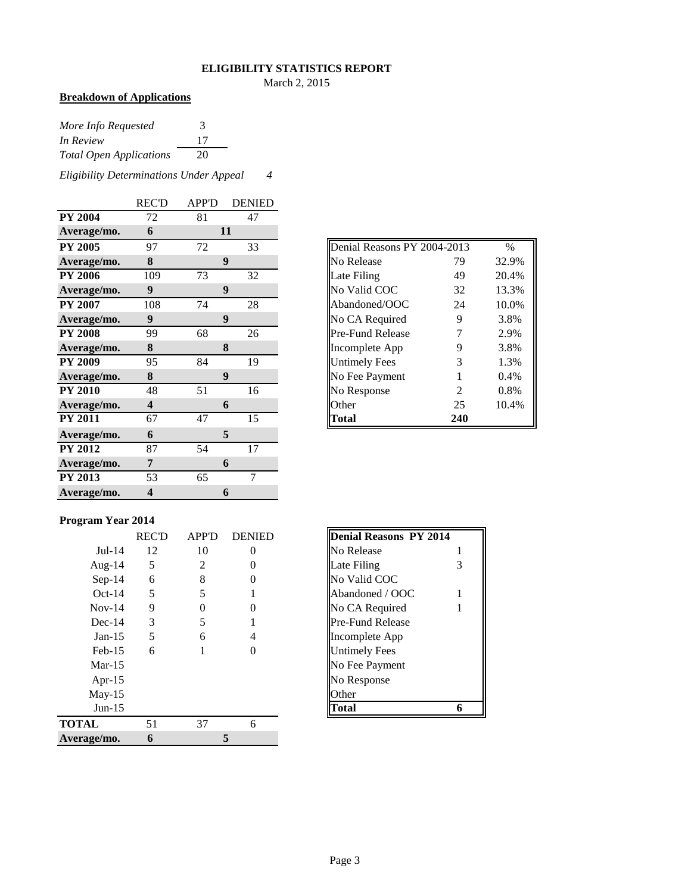**ELIGIBILITY STATISTICS REPORT**

March 2, 2015

**Breakdown of Applications**

| | |
|---|---|
| *More Info Requested* | 3 |
| *In Review* | 17 |
| *Total Open Applications* | 20 |

*Eligibility Determinations Under Appeal* *4*

| | REC'D | APP'D | DENIED |
|---|---|---|---|
| **PY 2004** | 72 | 81 | 47 |
| **Average/mo.** | **6** | **11** | |
| **PY 2005** | 97 | 72 | 33 |
| **Average/mo.** | **8** | **9** | |
| **PY 2006** | 109 | 73 | 32 |
| **Average/mo.** | **9** | **9** | |
| **PY 2007** | 108 | 74 | 28 |
| **Average/mo.** | **9** | **9** | |
| **PY 2008** | 99 | 68 | 26 |
| **Average/mo.** | **8** | **8** | |
| **PY 2009** | 95 | 84 | 19 |
| **Average/mo.** | **8** | **9** | |
| **PY 2010** | 48 | 51 | 16 |
| **Average/mo.** | **4** | **6** | |
| **PY 2011** | 67 | 47 | 15 |
| **Average/mo.** | **6** | **5** | |
| **PY 2012** | 87 | 54 | 17 |
| **Average/mo.** | **7** | **6** | |
| **PY 2013** | 53 | 65 | 7 |
| **Average/mo.** | **4** | **6** | |

| Denial Reasons PY 2004-2013 | | % |
|---|---|---|
| No Release | 79 | 32.9% |
| Late Filing | 49 | 20.4% |
| No Valid COC | 32 | 13.3% |
| Abandoned/OOC | 24 | 10.0% |
| No CA Required | 9 | 3.8% |
| Pre-Fund Release | 7 | 2.9% |
| Incomplete App | 9 | 3.8% |
| Untimely Fees | 3 | 1.3% |
| No Fee Payment | 1 | 0.4% |
| No Response | 2 | 0.8% |
| Other | 25 | 10.4% |
| **Total** | **240** | |

**Program Year 2014**

| | REC'D | APP'D | DENIED |
|---|---|---|---|
| Jul-14 | 12 | 10 | 0 |
| Aug-14 | 5 | 2 | 0 |
| Sep-14 | 6 | 8 | 0 |
| Oct-14 | 5 | 5 | 1 |
| Nov-14 | 9 | 0 | 0 |
| Dec-14 | 3 | 5 | 1 |
| Jan-15 | 5 | 6 | 4 |
| Feb-15 | 6 | 1 | 0 |
| Mar-15 | | | |
| Apr-15 | | | |
| May-15 | | | |
| Jun-15 | | | |
| **TOTAL** | 51 | 37 | 6 |
| **Average/mo.** | **6** | **5** | |

| **Denial Reasons PY 2014** | |
|---|---|
| No Release | 1 |
| Late Filing | 3 |
| No Valid COC | |
| Abandoned / OOC | 1 |
| No CA Required | 1 |
| Pre-Fund Release | |
| Incomplete App | |
| Untimely Fees | |
| No Fee Payment | |
| No Response | |
| Other | |
| **Total** | **6** |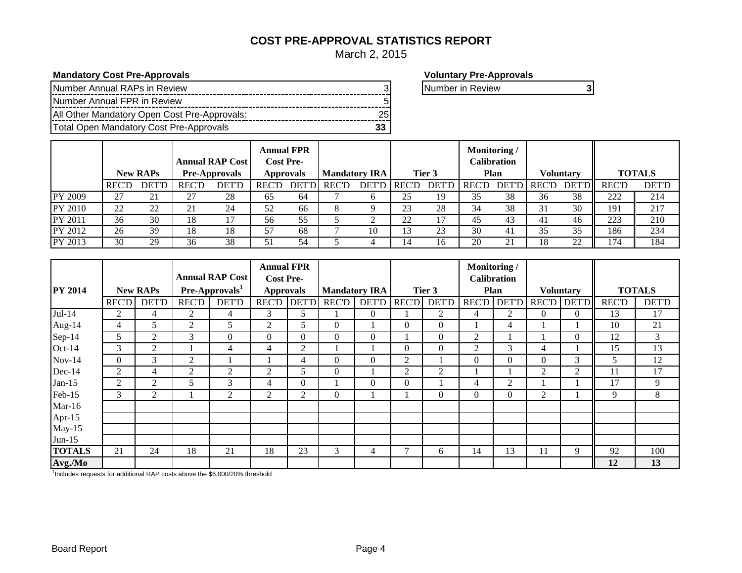# COST PRE-APPROVAL STATISTICS REPORT

March 2, 2015

**Mandatory Cost Pre-Approvals**

| | |
|---|---|
| Number Annual RAPs in Review | 3 |
| Number Annual FPR in Review | 5 |
| All Other Mandatory Open Cost Pre-Approvals: | 25 |
| Total Open Mandatory Cost Pre-Approvals | **33** |

**Voluntary Pre-Approvals**

| | |
|---|---|
| Number in Review | **3** |

| | New RAPs | | Annual RAP Cost Pre-Approvals | | Annual FPR Cost Pre-Approvals | | Mandatory IRA | | Tier 3 | | Monitoring / Calibration Plan | | Voluntary | | TOTALS | |
|---|---|---|---|---|---|---|---|---|---|---|---|---|---|---|---|---|
| | REC'D | DET'D | REC'D | DET'D | REC'D | DET'D | REC'D | DET'D | REC'D | DET'D | REC'D | DET'D | REC'D | DET'D | REC'D | DET'D |
| PY 2009 | 27 | 21 | 27 | 28 | 65 | 64 | 7 | 6 | 25 | 19 | 35 | 38 | 36 | 38 | 222 | 214 |
| PY 2010 | 22 | 22 | 21 | 24 | 52 | 66 | 8 | 9 | 23 | 28 | 34 | 38 | 31 | 30 | 191 | 217 |
| PY 2011 | 36 | 30 | 18 | 17 | 56 | 55 | 5 | 2 | 22 | 17 | 45 | 43 | 41 | 46 | 223 | 210 |
| PY 2012 | 26 | 39 | 18 | 18 | 57 | 68 | 7 | 10 | 13 | 23 | 30 | 41 | 35 | 35 | 186 | 234 |
| PY 2013 | 30 | 29 | 36 | 38 | 51 | 54 | 5 | 4 | 14 | 16 | 20 | 21 | 18 | 22 | 174 | 184 |

| **PY 2014** | New RAPs | | Annual RAP Cost Pre-Approvals[1] | | Annual FPR Cost Pre-Approvals | | Mandatory IRA | | Tier 3 | | Monitoring / Calibration Plan | | Voluntary | | TOTALS | |
|---|---|---|---|---|---|---|---|---|---|---|---|---|---|---|---|---|
| | REC'D | DET'D | REC'D | DET'D | REC'D | DET'D | REC'D | DET'D | REC'D | DET'D | REC'D | DET'D | REC'D | DET'D | REC'D | DET'D |
| Jul-14 | 2 | 4 | 2 | 4 | 3 | 5 | 1 | 0 | 1 | 2 | 4 | 2 | 0 | 0 | 13 | 17 |
| Aug-14 | 4 | 5 | 2 | 5 | 2 | 5 | 0 | 1 | 0 | 0 | 1 | 4 | 1 | 1 | 10 | 21 |
| Sep-14 | 5 | 2 | 3 | 0 | 0 | 0 | 0 | 0 | 1 | 0 | 2 | 1 | 1 | 0 | 12 | 3 |
| Oct-14 | 3 | 2 | 1 | 4 | 4 | 2 | 1 | 1 | 0 | 0 | 2 | 3 | 4 | 1 | 15 | 13 |
| Nov-14 | 0 | 3 | 2 | 1 | 1 | 4 | 0 | 0 | 2 | 1 | 0 | 0 | 0 | 3 | 5 | 12 |
| Dec-14 | 2 | 4 | 2 | 2 | 2 | 5 | 0 | 1 | 2 | 2 | 1 | 1 | 2 | 2 | 11 | 17 |
| Jan-15 | 2 | 2 | 5 | 3 | 4 | 0 | 1 | 0 | 0 | 1 | 4 | 2 | 1 | 1 | 17 | 9 |
| Feb-15 | 3 | 2 | 1 | 2 | 2 | 2 | 0 | 1 | 1 | 0 | 0 | 0 | 2 | 1 | 9 | 8 |
| Mar-16 | | | | | | | | | | | | | | | | |
| Apr-15 | | | | | | | | | | | | | | | | |
| May-15 | | | | | | | | | | | | | | | | |
| Jun-15 | | | | | | | | | | | | | | | | |
| **TOTALS** | 21 | 24 | 18 | 21 | 18 | 23 | 3 | 4 | 7 | 6 | 14 | 13 | 11 | 9 | 92 | 100 |
| **Avg./Mo** | | | | | | | | | | | | | | | **12** | **13** |

[1]Includes requests for additional RAP costs above the $6,000/20% threshold

Board Report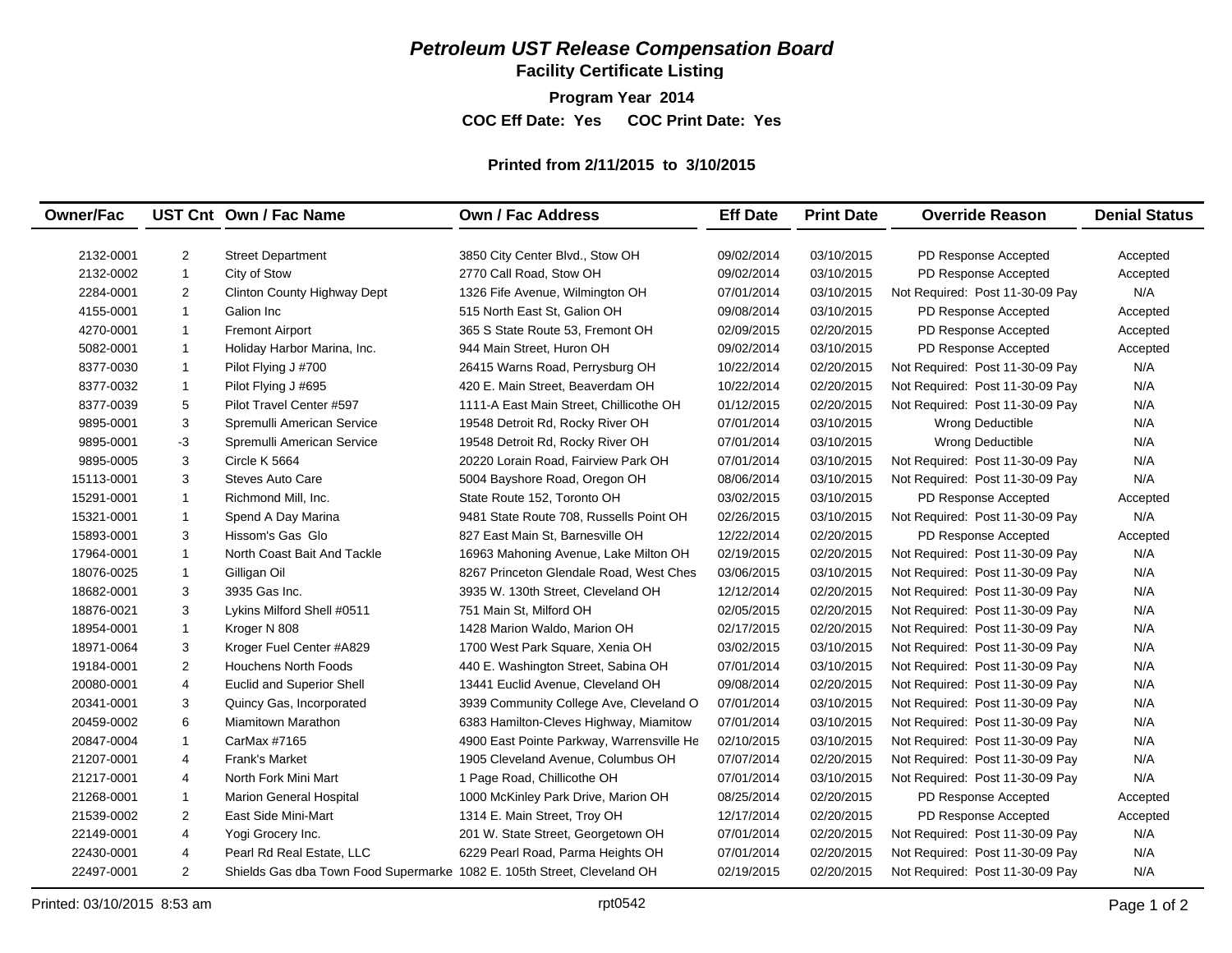# *Petroleum UST Release Compensation Board*

## Facility Certificate Listing

**Program Year 2014**

**COC Eff Date: Yes COC Print Date: Yes**

**Printed from 2/11/2015 to 3/10/2015**

| Owner/Fac | UST Cnt | Own / Fac Name | Own / Fac Address | Eff Date | Print Date | Override Reason | Denial Status |
|---|---|---|---|---|---|---|---|
| 2132-0001 | 2 | Street Department | 3850 City Center Blvd., Stow OH | 09/02/2014 | 03/10/2015 | PD Response Accepted | Accepted |
| 2132-0002 | 1 | City of Stow | 2770 Call Road, Stow OH | 09/02/2014 | 03/10/2015 | PD Response Accepted | Accepted |
| 2284-0001 | 2 | Clinton County Highway Dept | 1326 Fife Avenue, Wilmington OH | 07/01/2014 | 03/10/2015 | Not Required: Post 11-30-09 Pay | N/A |
| 4155-0001 | 1 | Galion Inc | 515 North East St, Galion OH | 09/08/2014 | 03/10/2015 | PD Response Accepted | Accepted |
| 4270-0001 | 1 | Fremont Airport | 365 S State Route 53, Fremont OH | 02/09/2015 | 02/20/2015 | PD Response Accepted | Accepted |
| 5082-0001 | 1 | Holiday Harbor Marina, Inc. | 944 Main Street, Huron OH | 09/02/2014 | 03/10/2015 | PD Response Accepted | Accepted |
| 8377-0030 | 1 | Pilot Flying J #700 | 26415 Warns Road, Perrysburg OH | 10/22/2014 | 02/20/2015 | Not Required: Post 11-30-09 Pay | N/A |
| 8377-0032 | 1 | Pilot Flying J #695 | 420 E. Main Street, Beaverdam OH | 10/22/2014 | 02/20/2015 | Not Required: Post 11-30-09 Pay | N/A |
| 8377-0039 | 5 | Pilot Travel Center #597 | 1111-A East Main Street, Chillicothe OH | 01/12/2015 | 02/20/2015 | Not Required: Post 11-30-09 Pay | N/A |
| 9895-0001 | 3 | Spremulli American Service | 19548 Detroit Rd, Rocky River OH | 07/01/2014 | 03/10/2015 | Wrong Deductible | N/A |
| 9895-0001 | -3 | Spremulli American Service | 19548 Detroit Rd, Rocky River OH | 07/01/2014 | 03/10/2015 | Wrong Deductible | N/A |
| 9895-0005 | 3 | Circle K 5664 | 20220 Lorain Road, Fairview Park OH | 07/01/2014 | 03/10/2015 | Not Required: Post 11-30-09 Pay | N/A |
| 15113-0001 | 3 | Steves Auto Care | 5004 Bayshore Road, Oregon OH | 08/06/2014 | 03/10/2015 | Not Required: Post 11-30-09 Pay | N/A |
| 15291-0001 | 1 | Richmond Mill, Inc. | State Route 152, Toronto OH | 03/02/2015 | 03/10/2015 | PD Response Accepted | Accepted |
| 15321-0001 | 1 | Spend A Day Marina | 9481 State Route 708, Russells Point OH | 02/26/2015 | 03/10/2015 | Not Required: Post 11-30-09 Pay | N/A |
| 15893-0001 | 3 | Hissom's Gas Glo | 827 East Main St, Barnesville OH | 12/22/2014 | 02/20/2015 | PD Response Accepted | Accepted |
| 17964-0001 | 1 | North Coast Bait And Tackle | 16963 Mahoning Avenue, Lake Milton OH | 02/19/2015 | 02/20/2015 | Not Required: Post 11-30-09 Pay | N/A |
| 18076-0025 | 1 | Gilligan Oil | 8267 Princeton Glendale Road, West Ches | 03/06/2015 | 03/10/2015 | Not Required: Post 11-30-09 Pay | N/A |
| 18682-0001 | 3 | 3935 Gas Inc. | 3935 W. 130th Street, Cleveland OH | 12/12/2014 | 02/20/2015 | Not Required: Post 11-30-09 Pay | N/A |
| 18876-0021 | 3 | Lykins Milford Shell #0511 | 751 Main St, Milford OH | 02/05/2015 | 02/20/2015 | Not Required: Post 11-30-09 Pay | N/A |
| 18954-0001 | 1 | Kroger N 808 | 1428 Marion Waldo, Marion OH | 02/17/2015 | 02/20/2015 | Not Required: Post 11-30-09 Pay | N/A |
| 18971-0064 | 3 | Kroger Fuel Center #A829 | 1700 West Park Square, Xenia OH | 03/02/2015 | 03/10/2015 | Not Required: Post 11-30-09 Pay | N/A |
| 19184-0001 | 2 | Houchens North Foods | 440 E. Washington Street, Sabina OH | 07/01/2014 | 03/10/2015 | Not Required: Post 11-30-09 Pay | N/A |
| 20080-0001 | 4 | Euclid and Superior Shell | 13441 Euclid Avenue, Cleveland OH | 09/08/2014 | 02/20/2015 | Not Required: Post 11-30-09 Pay | N/A |
| 20341-0001 | 3 | Quincy Gas, Incorporated | 3939 Community College Ave, Cleveland O | 07/01/2014 | 03/10/2015 | Not Required: Post 11-30-09 Pay | N/A |
| 20459-0002 | 6 | Miamitown Marathon | 6383 Hamilton-Cleves Highway, Miamitow | 07/01/2014 | 03/10/2015 | Not Required: Post 11-30-09 Pay | N/A |
| 20847-0004 | 1 | CarMax #7165 | 4900 East Pointe Parkway, Warrensville He | 02/10/2015 | 03/10/2015 | Not Required: Post 11-30-09 Pay | N/A |
| 21207-0001 | 4 | Frank's Market | 1905 Cleveland Avenue, Columbus OH | 07/07/2014 | 02/20/2015 | Not Required: Post 11-30-09 Pay | N/A |
| 21217-0001 | 4 | North Fork Mini Mart | 1 Page Road, Chillicothe OH | 07/01/2014 | 03/10/2015 | Not Required: Post 11-30-09 Pay | N/A |
| 21268-0001 | 1 | Marion General Hospital | 1000 McKinley Park Drive, Marion OH | 08/25/2014 | 02/20/2015 | PD Response Accepted | Accepted |
| 21539-0002 | 2 | East Side Mini-Mart | 1314 E. Main Street, Troy OH | 12/17/2014 | 02/20/2015 | PD Response Accepted | Accepted |
| 22149-0001 | 4 | Yogi Grocery Inc. | 201 W. State Street, Georgetown OH | 07/01/2014 | 02/20/2015 | Not Required: Post 11-30-09 Pay | N/A |
| 22430-0001 | 4 | Pearl Rd Real Estate, LLC | 6229 Pearl Road, Parma Heights OH | 07/01/2014 | 02/20/2015 | Not Required: Post 11-30-09 Pay | N/A |
| 22497-0001 | 2 | Shields Gas dba Town Food Supermarke | 1082 E. 105th Street, Cleveland OH | 02/19/2015 | 02/20/2015 | Not Required: Post 11-30-09 Pay | N/A |

Printed: 03/10/2015 8:53 am rpt0542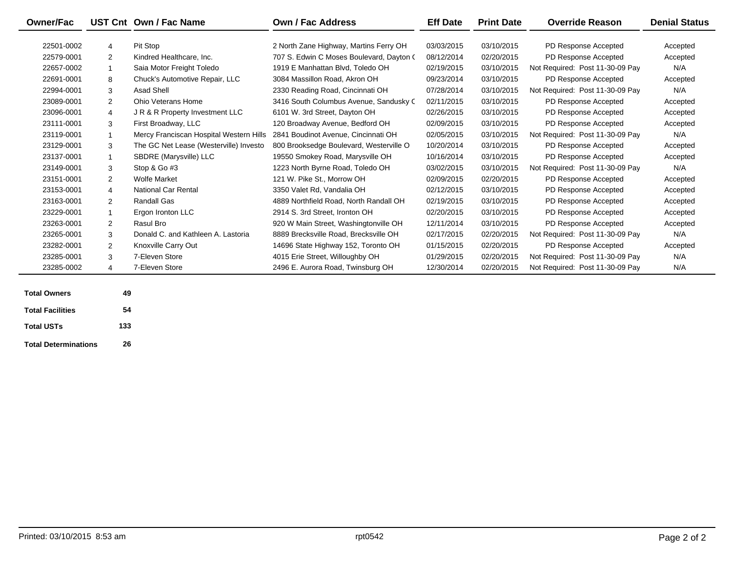| Owner/Fac | UST Cnt | Own / Fac Name | Own / Fac Address | Eff Date | Print Date | Override Reason | Denial Status |
|---|---|---|---|---|---|---|---|
| 22501-0002 | 4 | Pit Stop | 2 North Zane Highway, Martins Ferry OH | 03/03/2015 | 03/10/2015 | PD Response Accepted | Accepted |
| 22579-0001 | 2 | Kindred Healthcare, Inc. | 707 S. Edwin C Moses Boulevard, Dayton ( | 08/12/2014 | 02/20/2015 | PD Response Accepted | Accepted |
| 22657-0002 | 1 | Saia Motor Freight Toledo | 1919 E Manhattan Blvd, Toledo OH | 02/19/2015 | 03/10/2015 | Not Required: Post 11-30-09 Pay | N/A |
| 22691-0001 | 8 | Chuck's Automotive Repair, LLC | 3084 Massillon Road, Akron OH | 09/23/2014 | 03/10/2015 | PD Response Accepted | Accepted |
| 22994-0001 | 3 | Asad Shell | 2330 Reading Road, Cincinnati OH | 07/28/2014 | 03/10/2015 | Not Required: Post 11-30-09 Pay | N/A |
| 23089-0001 | 2 | Ohio Veterans Home | 3416 South Columbus Avenue, Sandusky ( | 02/11/2015 | 03/10/2015 | PD Response Accepted | Accepted |
| 23096-0001 | 4 | J R & R Property Investment LLC | 6101 W. 3rd Street, Dayton OH | 02/26/2015 | 03/10/2015 | PD Response Accepted | Accepted |
| 23111-0001 | 3 | First Broadway, LLC | 120 Broadway Avenue, Bedford OH | 02/09/2015 | 03/10/2015 | PD Response Accepted | Accepted |
| 23119-0001 | 1 | Mercy Franciscan Hospital Western Hills | 2841 Boudinot Avenue, Cincinnati OH | 02/05/2015 | 03/10/2015 | Not Required: Post 11-30-09 Pay | N/A |
| 23129-0001 | 3 | The GC Net Lease (Westerville) Investo | 800 Brooksedge Boulevard, Westerville O | 10/20/2014 | 03/10/2015 | PD Response Accepted | Accepted |
| 23137-0001 | 1 | SBDRE (Marysville) LLC | 19550 Smokey Road, Marysville OH | 10/16/2014 | 03/10/2015 | PD Response Accepted | Accepted |
| 23149-0001 | 3 | Stop & Go #3 | 1223 North Byrne Road, Toledo OH | 03/02/2015 | 03/10/2015 | Not Required: Post 11-30-09 Pay | N/A |
| 23151-0001 | 2 | Wolfe Market | 121 W. Pike St., Morrow OH | 02/09/2015 | 02/20/2015 | PD Response Accepted | Accepted |
| 23153-0001 | 4 | National Car Rental | 3350 Valet Rd, Vandalia OH | 02/12/2015 | 03/10/2015 | PD Response Accepted | Accepted |
| 23163-0001 | 2 | Randall Gas | 4889 Northfield Road, North Randall OH | 02/19/2015 | 03/10/2015 | PD Response Accepted | Accepted |
| 23229-0001 | 1 | Ergon Ironton LLC | 2914 S. 3rd Street, Ironton OH | 02/20/2015 | 03/10/2015 | PD Response Accepted | Accepted |
| 23263-0001 | 2 | Rasul Bro | 920 W Main Street, Washingtonville OH | 12/11/2014 | 03/10/2015 | PD Response Accepted | Accepted |
| 23265-0001 | 3 | Donald C. and Kathleen A. Lastoria | 8889 Brecksville Road, Brecksville OH | 02/17/2015 | 02/20/2015 | Not Required: Post 11-30-09 Pay | N/A |
| 23282-0001 | 2 | Knoxville Carry Out | 14696 State Highway 152, Toronto OH | 01/15/2015 | 02/20/2015 | PD Response Accepted | Accepted |
| 23285-0001 | 3 | 7-Eleven Store | 4015 Erie Street, Willoughby OH | 01/29/2015 | 02/20/2015 | Not Required: Post 11-30-09 Pay | N/A |
| 23285-0002 | 4 | 7-Eleven Store | 2496 E. Aurora Road, Twinsburg OH | 12/30/2014 | 02/20/2015 | Not Required: Post 11-30-09 Pay | N/A |

| | |
|---|---|
| **Total Owners** | **49** |
| **Total Facilities** | **54** |
| **Total USTs** | **133** |
| **Total Determinations** | **26** |

Printed: 03/10/2015 8:53 am rpt0542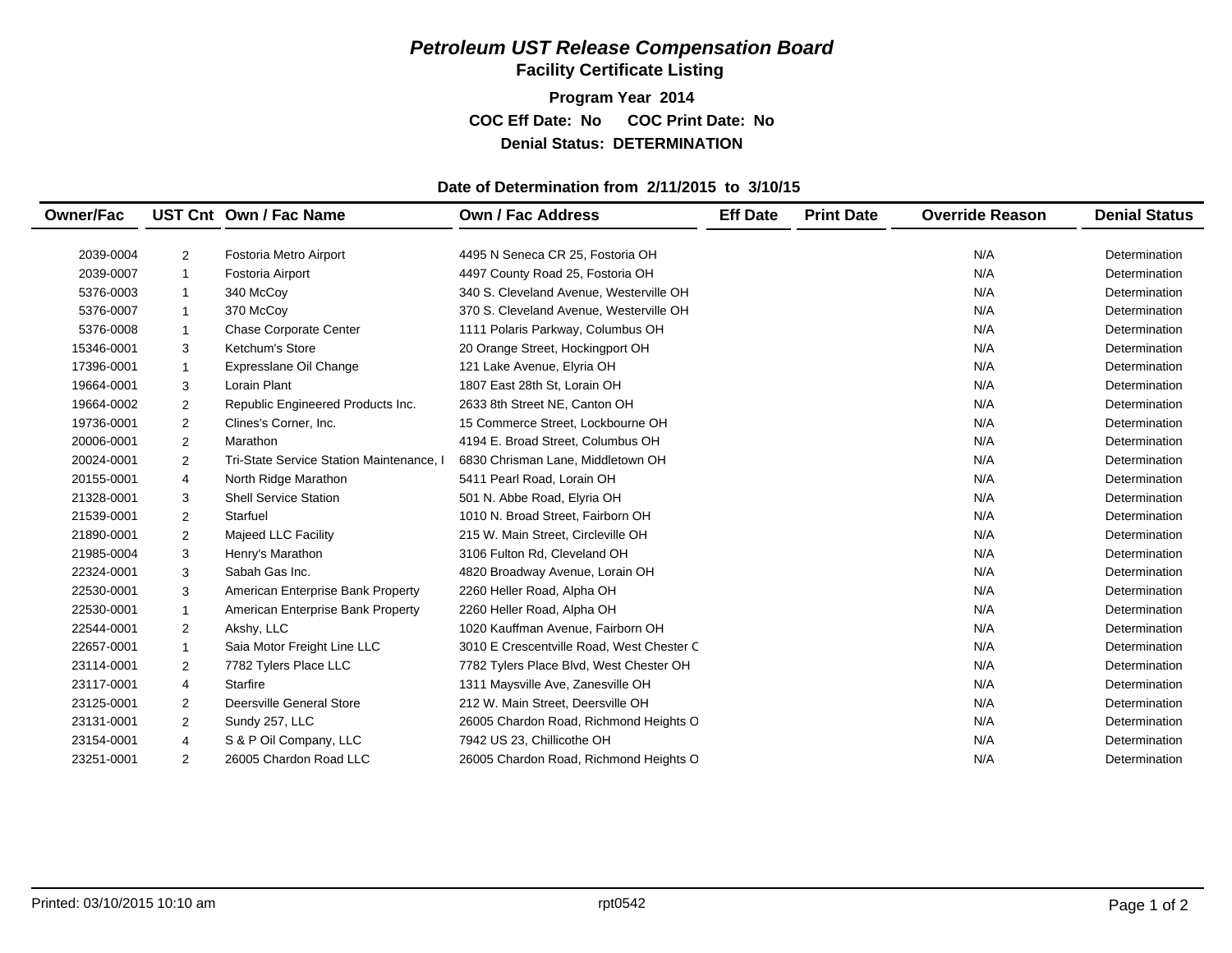# *Petroleum UST Release Compensation Board*

## Facility Certificate Listing

**Program Year 2014**

**COC Eff Date: No COC Print Date: No**

**Denial Status: DETERMINATION**

**Date of Determination from 2/11/2015 to 3/10/15**

| Owner/Fac | UST Cnt | Own / Fac Name | Own / Fac Address | Eff Date | Print Date | Override Reason | Denial Status |
|---|---|---|---|---|---|---|---|
| 2039-0004 | 2 | Fostoria Metro Airport | 4495 N Seneca CR 25, Fostoria OH | | | N/A | Determination |
| 2039-0007 | 1 | Fostoria Airport | 4497 County Road 25, Fostoria OH | | | N/A | Determination |
| 5376-0003 | 1 | 340 McCoy | 340 S. Cleveland Avenue, Westerville OH | | | N/A | Determination |
| 5376-0007 | 1 | 370 McCoy | 370 S. Cleveland Avenue, Westerville OH | | | N/A | Determination |
| 5376-0008 | 1 | Chase Corporate Center | 1111 Polaris Parkway, Columbus OH | | | N/A | Determination |
| 15346-0001 | 3 | Ketchum's Store | 20 Orange Street, Hockingport OH | | | N/A | Determination |
| 17396-0001 | 1 | Expresslane Oil Change | 121 Lake Avenue, Elyria OH | | | N/A | Determination |
| 19664-0001 | 3 | Lorain Plant | 1807 East 28th St, Lorain OH | | | N/A | Determination |
| 19664-0002 | 2 | Republic Engineered Products Inc. | 2633 8th Street NE, Canton OH | | | N/A | Determination |
| 19736-0001 | 2 | Clines's Corner, Inc. | 15 Commerce Street, Lockbourne OH | | | N/A | Determination |
| 20006-0001 | 2 | Marathon | 4194 E. Broad Street, Columbus OH | | | N/A | Determination |
| 20024-0001 | 2 | Tri-State Service Station Maintenance, I | 6830 Chrisman Lane, Middletown OH | | | N/A | Determination |
| 20155-0001 | 4 | North Ridge Marathon | 5411 Pearl Road, Lorain OH | | | N/A | Determination |
| 21328-0001 | 3 | Shell Service Station | 501 N. Abbe Road, Elyria OH | | | N/A | Determination |
| 21539-0001 | 2 | Starfuel | 1010 N. Broad Street, Fairborn OH | | | N/A | Determination |
| 21890-0001 | 2 | Majeed LLC Facility | 215 W. Main Street, Circleville OH | | | N/A | Determination |
| 21985-0004 | 3 | Henry's Marathon | 3106 Fulton Rd, Cleveland OH | | | N/A | Determination |
| 22324-0001 | 3 | Sabah Gas Inc. | 4820 Broadway Avenue, Lorain OH | | | N/A | Determination |
| 22530-0001 | 3 | American Enterprise Bank Property | 2260 Heller Road, Alpha OH | | | N/A | Determination |
| 22530-0001 | 1 | American Enterprise Bank Property | 2260 Heller Road, Alpha OH | | | N/A | Determination |
| 22544-0001 | 2 | Akshy, LLC | 1020 Kauffman Avenue, Fairborn OH | | | N/A | Determination |
| 22657-0001 | 1 | Saia Motor Freight Line LLC | 3010 E Crescentville Road, West Chester C | | | N/A | Determination |
| 23114-0001 | 2 | 7782 Tylers Place LLC | 7782 Tylers Place Blvd, West Chester OH | | | N/A | Determination |
| 23117-0001 | 4 | Starfire | 1311 Maysville Ave, Zanesville OH | | | N/A | Determination |
| 23125-0001 | 2 | Deersville General Store | 212 W. Main Street, Deersville OH | | | N/A | Determination |
| 23131-0001 | 2 | Sundy 257, LLC | 26005 Chardon Road, Richmond Heights O | | | N/A | Determination |
| 23154-0001 | 4 | S & P Oil Company, LLC | 7942 US 23, Chillicothe OH | | | N/A | Determination |
| 23251-0001 | 2 | 26005 Chardon Road LLC | 26005 Chardon Road, Richmond Heights O | | | N/A | Determination |

Printed: 03/10/2015 10:10 am rpt0542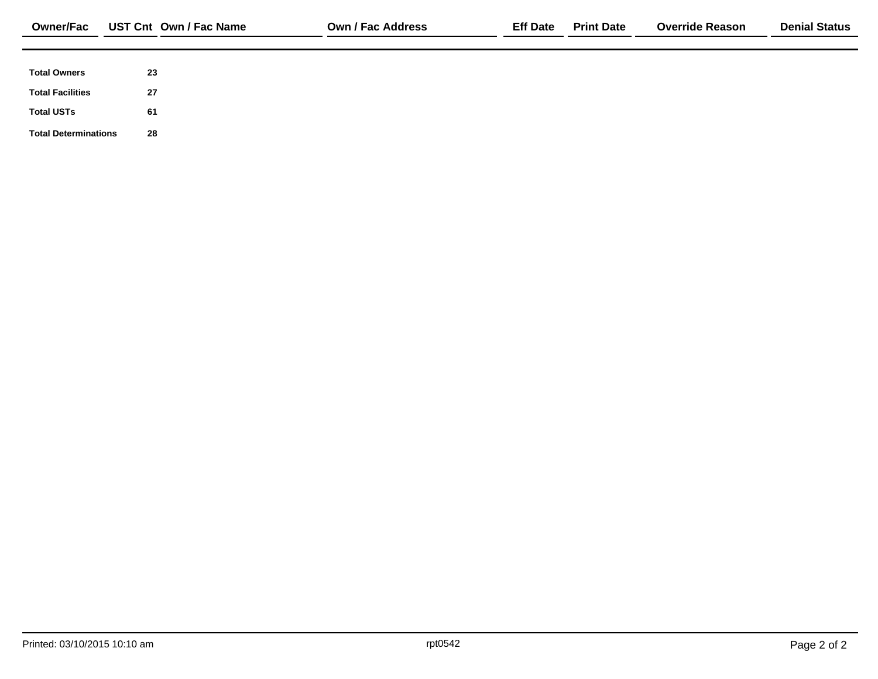| Owner/Fac | UST Cnt | Own / Fac Name | Own / Fac Address | Eff Date | Print Date | Override Reason | Denial Status |
| --- | --- | --- | --- | --- | --- | --- | --- |

| | |
| --- | --- |
| **Total Owners** | **23** |
| **Total Facilities** | **27** |
| **Total USTs** | **61** |
| **Total Determinations** | **28** |

Printed: 03/10/2015 10:10 am

rpt0542